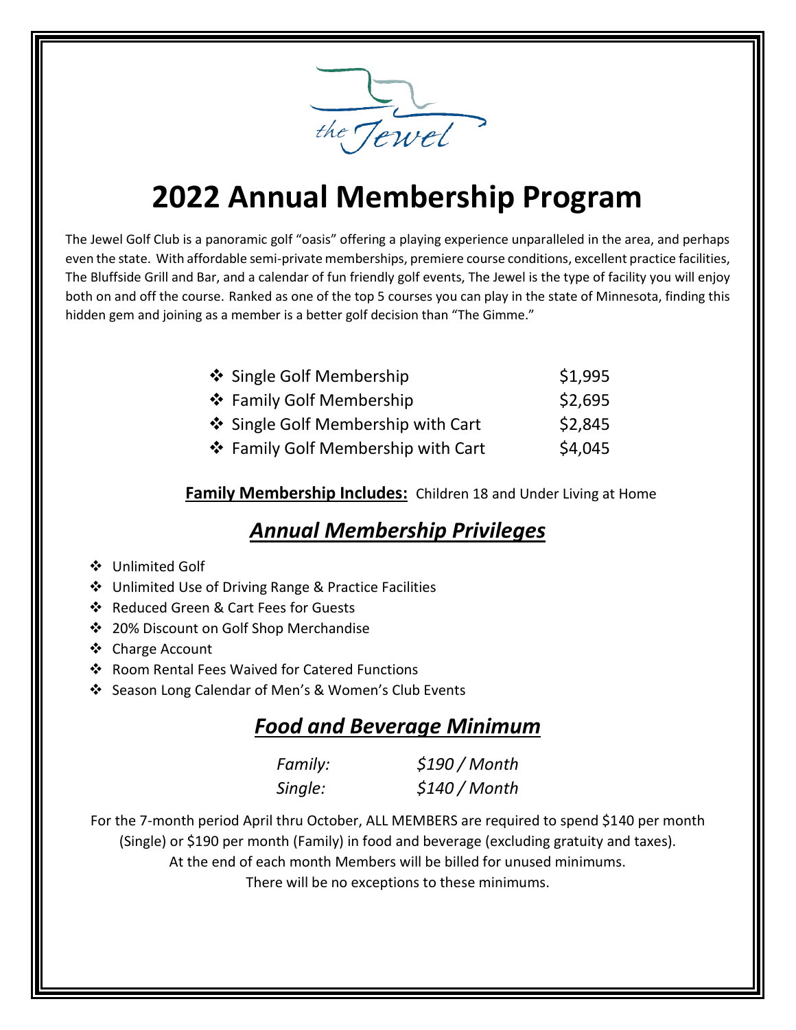the Jewel

# 2022 Annual Membership Program

The Jewel Golf Club is a panoramic golf "oasis" offering a playing experience unparalleled in the area, and perhaps even the state. With affordable semi-private memberships, premiere course conditions, excellent practice facilities, The Bluffside Grill and Bar, and a calendar of fun friendly golf events, The Jewel is the type of facility you will enjoy both on and off the course. Ranked as one of the top 5 courses you can play in the state of Minnesota, finding this hidden gem and joining as a member is a better golf decision than "The Gimme."

| | |
|---|---|
| ❖ Single Golf Membership | $1,995 |
| ❖ Family Golf Membership | $2,695 |
| ❖ Single Golf Membership with Cart | $2,845 |
| ❖ Family Golf Membership with Cart | $4,045 |

**Family Membership Includes:** Children 18 and Under Living at Home

## ***Annual Membership Privileges***

- Unlimited Golf
- Unlimited Use of Driving Range & Practice Facilities
- Reduced Green & Cart Fees for Guests
- 20% Discount on Golf Shop Merchandise
- Charge Account
- Room Rental Fees Waived for Catered Functions
- Season Long Calendar of Men's & Women's Club Events

## ***Food and Beverage Minimum***

| | |
|---|---|
| *Family:* | *$190 / Month* |
| *Single:* | *$140 / Month* |

For the 7-month period April thru October, ALL MEMBERS are required to spend $140 per month (Single) or $190 per month (Family) in food and beverage (excluding gratuity and taxes). At the end of each month Members will be billed for unused minimums. There will be no exceptions to these minimums.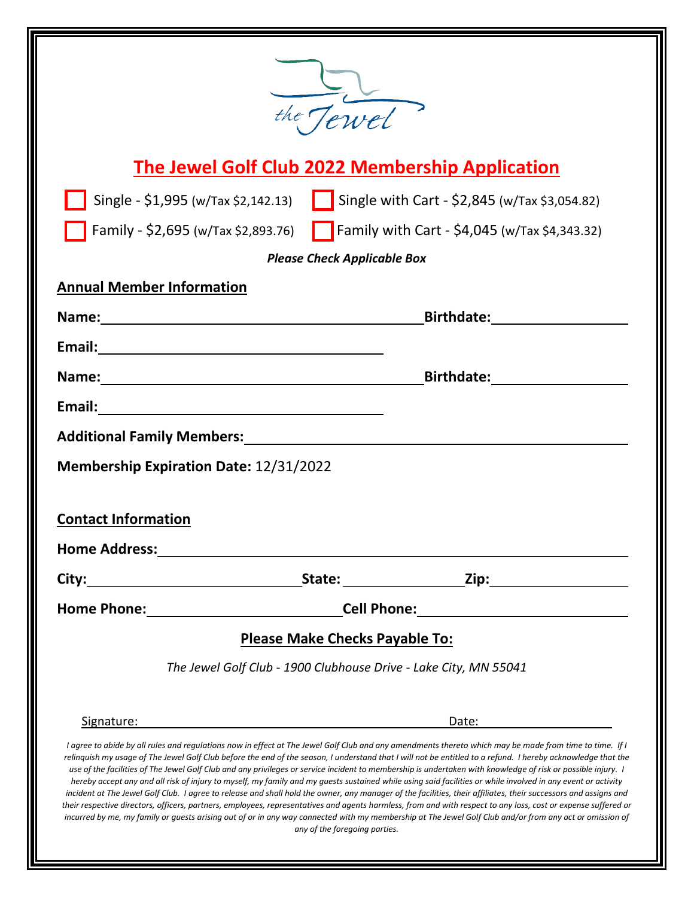the Jewel

# The Jewel Golf Club 2022 Membership Application

☐ Single - $1,995 (w/Tax $2,142.13) ☐ Single with Cart - $2,845 (w/Tax $3,054.82)

☐ Family - $2,695 (w/Tax $2,893.76) ☐ Family with Cart - $4,045 (w/Tax $4,343.32)

***Please Check Applicable Box***

## Annual Member Information

**Name:** ______________________ **Birthdate:** ______________

**Email:** ______________________

**Name:** ______________________ **Birthdate:** ______________

**Email:** ______________________

**Additional Family Members:** ______________________

**Membership Expiration Date:** 12/31/2022

## Contact Information

**Home Address:** ______________________

**City:** ______________ **State:** ______________ **Zip:** ______________

**Home Phone:** ______________ **Cell Phone:** ______________

**Please Make Checks Payable To:**

*The Jewel Golf Club - 1900 Clubhouse Drive - Lake City, MN 55041*

Signature: ______________________ Date: ______________

*I agree to abide by all rules and regulations now in effect at The Jewel Golf Club and any amendments thereto which may be made from time to time. If I relinquish my usage of The Jewel Golf Club before the end of the season, I understand that I will not be entitled to a refund. I hereby acknowledge that the use of the facilities of The Jewel Golf Club and any privileges or service incident to membership is undertaken with knowledge of risk or possible injury. I hereby accept any and all risk of injury to myself, my family and my guests sustained while using said facilities or while involved in any event or activity incident at The Jewel Golf Club. I agree to release and shall hold the owner, any manager of the facilities, their affiliates, their successors and assigns and their respective directors, officers, partners, employees, representatives and agents harmless, from and with respect to any loss, cost or expense suffered or incurred by me, my family or guests arising out of or in any way connected with my membership at The Jewel Golf Club and/or from any act or omission of any of the foregoing parties.*